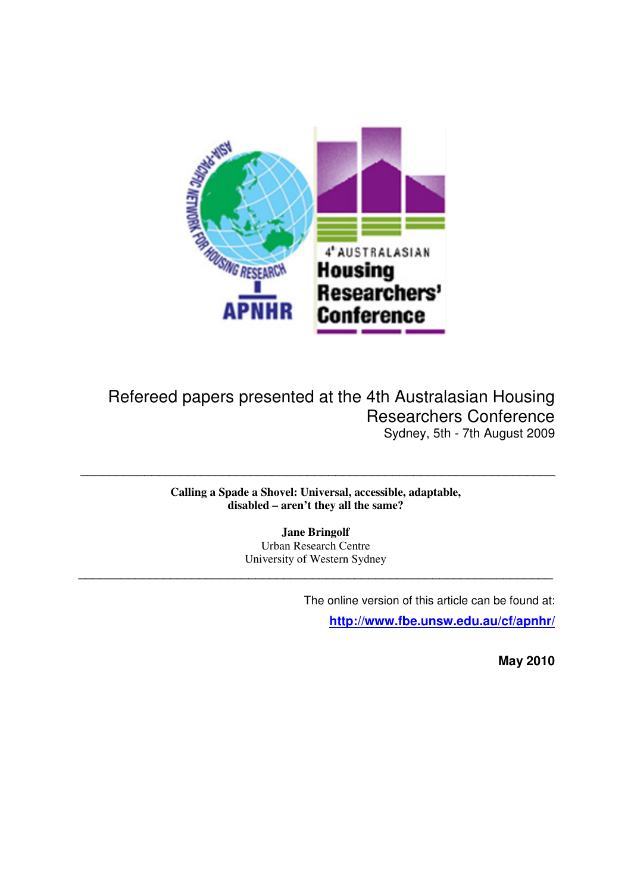Refereed papers presented at the 4th Australasian Housing Researchers Conference
Sydney, 5th - 7th August 2009

---

**Calling a Spade a Shovel: Universal, accessible, adaptable, disabled – aren't they all the same?**

**Jane Bringolf**
Urban Research Centre
University of Western Sydney

---

The online version of this article can be found at:

http://www.fbe.unsw.edu.au/cf/apnhr/

**May 2010**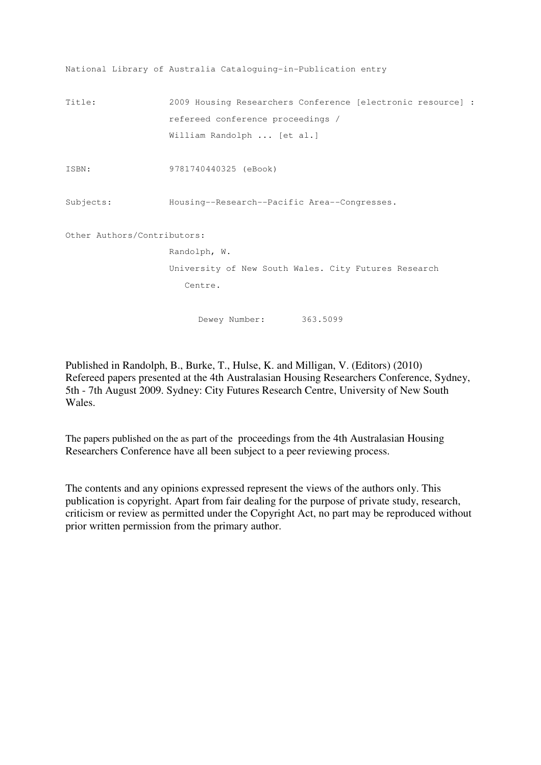National Library of Australia Cataloguing-in-Publication entry

| | |
|---|---|
| Title: | 2009 Housing Researchers Conference [electronic resource] : refereed conference proceedings / William Randolph ... [et al.] |
| ISBN: | 9781740440325 (eBook) |
| Subjects: | Housing--Research--Pacific Area--Congresses. |
| Other Authors/Contributors: | Randolph, W. |
| | University of New South Wales. City Futures Research Centre. |
| Dewey Number: | 363.5099 |

Published in Randolph, B., Burke, T., Hulse, K. and Milligan, V. (Editors) (2010) Refereed papers presented at the 4th Australasian Housing Researchers Conference, Sydney, 5th - 7th August 2009. Sydney: City Futures Research Centre, University of New South Wales.

The papers published on the as part of the proceedings from the 4th Australasian Housing Researchers Conference have all been subject to a peer reviewing process.

The contents and any opinions expressed represent the views of the authors only. This publication is copyright. Apart from fair dealing for the purpose of private study, research, criticism or review as permitted under the Copyright Act, no part may be reproduced without prior written permission from the primary author.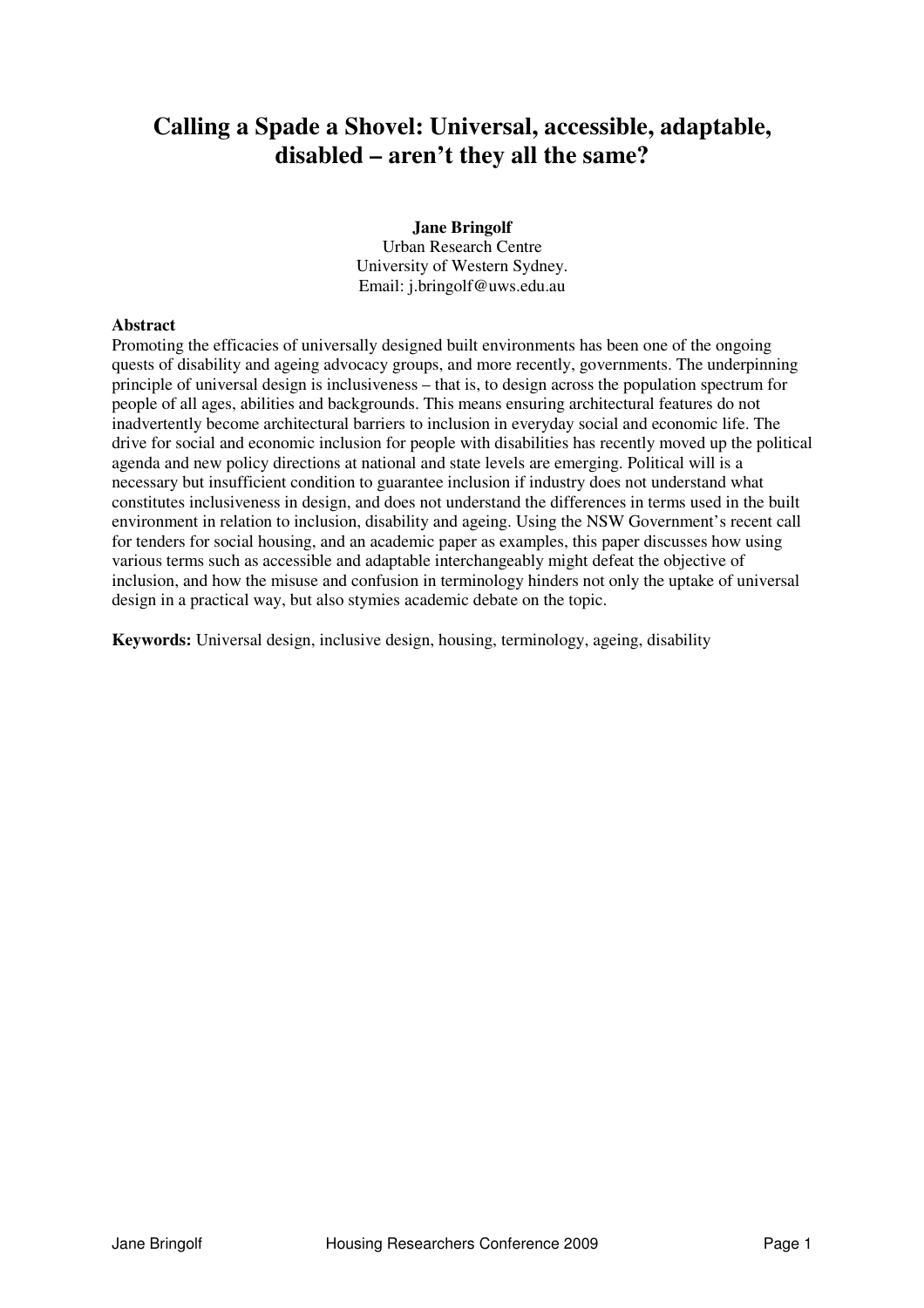# Calling a Spade a Shovel: Universal, accessible, adaptable, disabled – aren't they all the same?

**Jane Bringolf**
Urban Research Centre
University of Western Sydney.
Email: j.bringolf@uws.edu.au

**Abstract**

Promoting the efficacies of universally designed built environments has been one of the ongoing quests of disability and ageing advocacy groups, and more recently, governments. The underpinning principle of universal design is inclusiveness – that is, to design across the population spectrum for people of all ages, abilities and backgrounds. This means ensuring architectural features do not inadvertently become architectural barriers to inclusion in everyday social and economic life. The drive for social and economic inclusion for people with disabilities has recently moved up the political agenda and new policy directions at national and state levels are emerging. Political will is a necessary but insufficient condition to guarantee inclusion if industry does not understand what constitutes inclusiveness in design, and does not understand the differences in terms used in the built environment in relation to inclusion, disability and ageing. Using the NSW Government's recent call for tenders for social housing, and an academic paper as examples, this paper discusses how using various terms such as accessible and adaptable interchangeably might defeat the objective of inclusion, and how the misuse and confusion in terminology hinders not only the uptake of universal design in a practical way, but also stymies academic debate on the topic.

**Keywords:** Universal design, inclusive design, housing, terminology, ageing, disability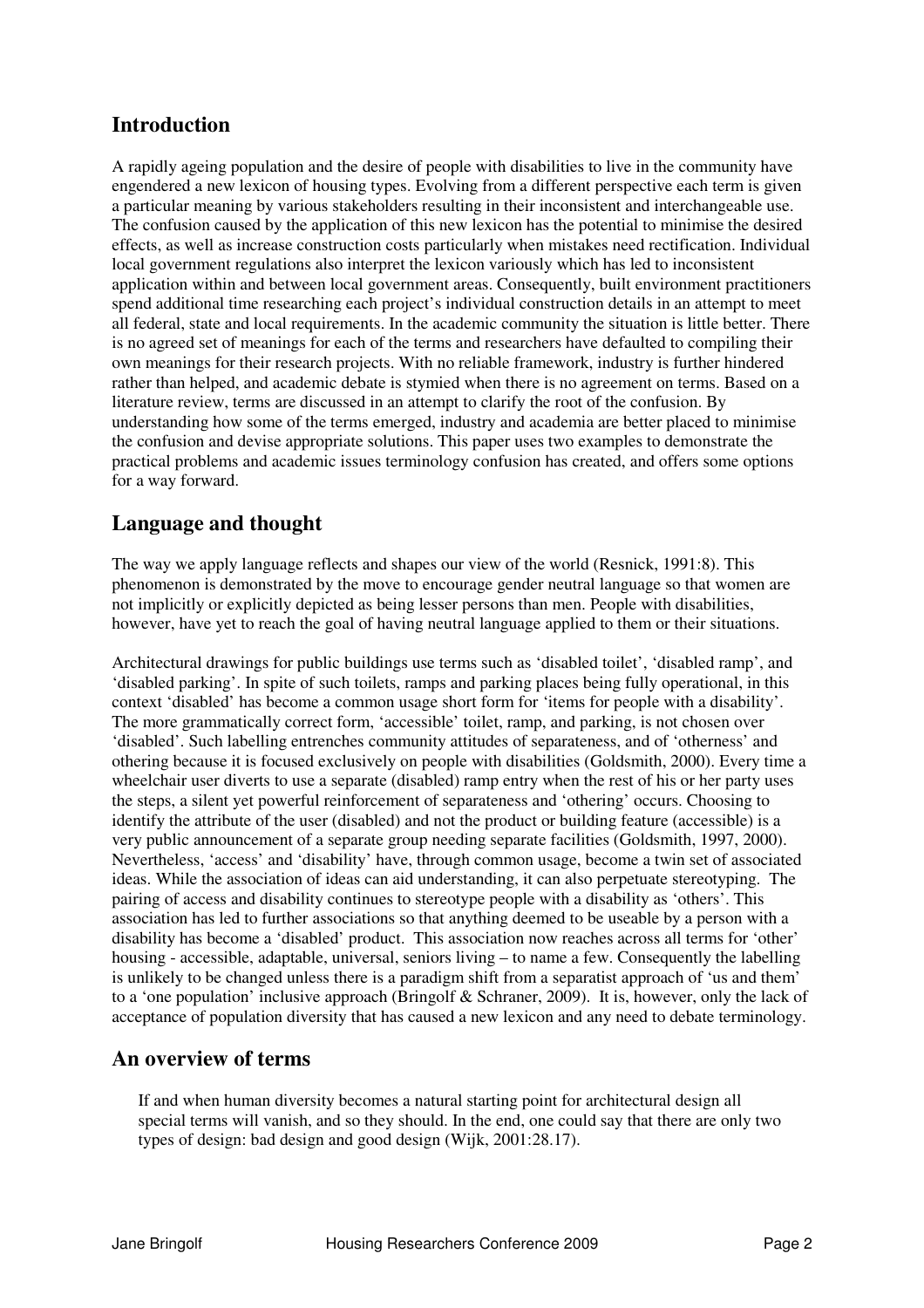## Introduction

A rapidly ageing population and the desire of people with disabilities to live in the community have engendered a new lexicon of housing types. Evolving from a different perspective each term is given a particular meaning by various stakeholders resulting in their inconsistent and interchangeable use. The confusion caused by the application of this new lexicon has the potential to minimise the desired effects, as well as increase construction costs particularly when mistakes need rectification. Individual local government regulations also interpret the lexicon variously which has led to inconsistent application within and between local government areas. Consequently, built environment practitioners spend additional time researching each project's individual construction details in an attempt to meet all federal, state and local requirements. In the academic community the situation is little better. There is no agreed set of meanings for each of the terms and researchers have defaulted to compiling their own meanings for their research projects. With no reliable framework, industry is further hindered rather than helped, and academic debate is stymied when there is no agreement on terms. Based on a literature review, terms are discussed in an attempt to clarify the root of the confusion. By understanding how some of the terms emerged, industry and academia are better placed to minimise the confusion and devise appropriate solutions. This paper uses two examples to demonstrate the practical problems and academic issues terminology confusion has created, and offers some options for a way forward.

## Language and thought

The way we apply language reflects and shapes our view of the world (Resnick, 1991:8). This phenomenon is demonstrated by the move to encourage gender neutral language so that women are not implicitly or explicitly depicted as being lesser persons than men. People with disabilities, however, have yet to reach the goal of having neutral language applied to them or their situations.

Architectural drawings for public buildings use terms such as 'disabled toilet', 'disabled ramp', and 'disabled parking'. In spite of such toilets, ramps and parking places being fully operational, in this context 'disabled' has become a common usage short form for 'items for people with a disability'. The more grammatically correct form, 'accessible' toilet, ramp, and parking, is not chosen over 'disabled'. Such labelling entrenches community attitudes of separateness, and of 'otherness' and othering because it is focused exclusively on people with disabilities (Goldsmith, 2000). Every time a wheelchair user diverts to use a separate (disabled) ramp entry when the rest of his or her party uses the steps, a silent yet powerful reinforcement of separateness and 'othering' occurs. Choosing to identify the attribute of the user (disabled) and not the product or building feature (accessible) is a very public announcement of a separate group needing separate facilities (Goldsmith, 1997, 2000). Nevertheless, 'access' and 'disability' have, through common usage, become a twin set of associated ideas. While the association of ideas can aid understanding, it can also perpetuate stereotyping. The pairing of access and disability continues to stereotype people with a disability as 'others'. This association has led to further associations so that anything deemed to be useable by a person with a disability has become a 'disabled' product. This association now reaches across all terms for 'other' housing - accessible, adaptable, universal, seniors living – to name a few. Consequently the labelling is unlikely to be changed unless there is a paradigm shift from a separatist approach of 'us and them' to a 'one population' inclusive approach (Bringolf & Schraner, 2009). It is, however, only the lack of acceptance of population diversity that has caused a new lexicon and any need to debate terminology.

## An overview of terms

> If and when human diversity becomes a natural starting point for architectural design all special terms will vanish, and so they should. In the end, one could say that there are only two types of design: bad design and good design (Wijk, 2001:28.17).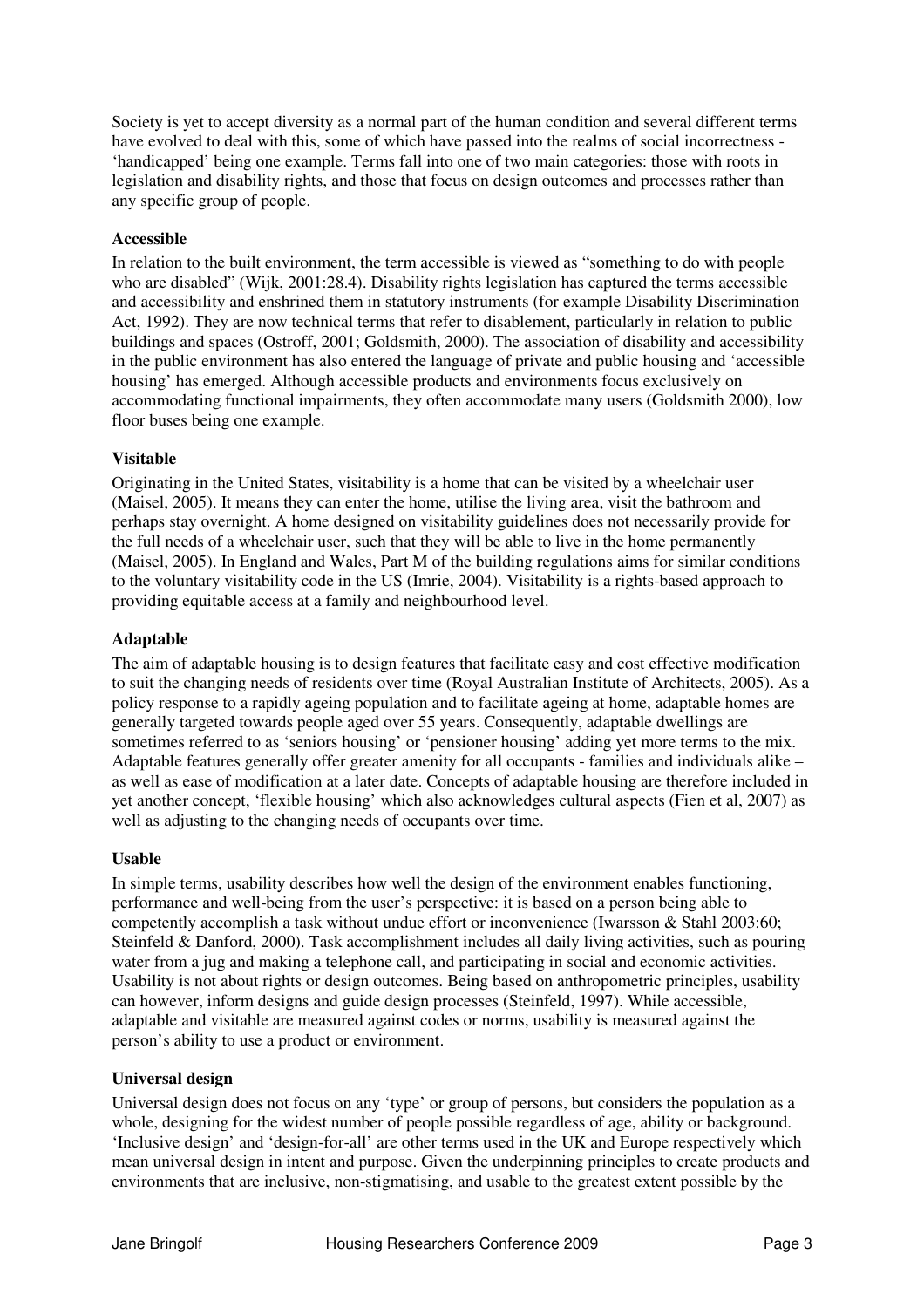Society is yet to accept diversity as a normal part of the human condition and several different terms have evolved to deal with this, some of which have passed into the realms of social incorrectness - 'handicapped' being one example. Terms fall into one of two main categories: those with roots in legislation and disability rights, and those that focus on design outcomes and processes rather than any specific group of people.

**Accessible**

In relation to the built environment, the term accessible is viewed as "something to do with people who are disabled" (Wijk, 2001:28.4). Disability rights legislation has captured the terms accessible and accessibility and enshrined them in statutory instruments (for example Disability Discrimination Act, 1992). They are now technical terms that refer to disablement, particularly in relation to public buildings and spaces (Ostroff, 2001; Goldsmith, 2000). The association of disability and accessibility in the public environment has also entered the language of private and public housing and 'accessible housing' has emerged. Although accessible products and environments focus exclusively on accommodating functional impairments, they often accommodate many users (Goldsmith 2000), low floor buses being one example.

**Visitable**

Originating in the United States, visitability is a home that can be visited by a wheelchair user (Maisel, 2005). It means they can enter the home, utilise the living area, visit the bathroom and perhaps stay overnight. A home designed on visitability guidelines does not necessarily provide for the full needs of a wheelchair user, such that they will be able to live in the home permanently (Maisel, 2005). In England and Wales, Part M of the building regulations aims for similar conditions to the voluntary visitability code in the US (Imrie, 2004). Visitability is a rights-based approach to providing equitable access at a family and neighbourhood level.

**Adaptable**

The aim of adaptable housing is to design features that facilitate easy and cost effective modification to suit the changing needs of residents over time (Royal Australian Institute of Architects, 2005). As a policy response to a rapidly ageing population and to facilitate ageing at home, adaptable homes are generally targeted towards people aged over 55 years. Consequently, adaptable dwellings are sometimes referred to as 'seniors housing' or 'pensioner housing' adding yet more terms to the mix. Adaptable features generally offer greater amenity for all occupants - families and individuals alike – as well as ease of modification at a later date. Concepts of adaptable housing are therefore included in yet another concept, 'flexible housing' which also acknowledges cultural aspects (Fien et al, 2007) as well as adjusting to the changing needs of occupants over time.

**Usable**

In simple terms, usability describes how well the design of the environment enables functioning, performance and well-being from the user's perspective: it is based on a person being able to competently accomplish a task without undue effort or inconvenience (Iwarsson & Stahl 2003:60; Steinfeld & Danford, 2000). Task accomplishment includes all daily living activities, such as pouring water from a jug and making a telephone call, and participating in social and economic activities. Usability is not about rights or design outcomes. Being based on anthropometric principles, usability can however, inform designs and guide design processes (Steinfeld, 1997). While accessible, adaptable and visitable are measured against codes or norms, usability is measured against the person's ability to use a product or environment.

**Universal design**

Universal design does not focus on any 'type' or group of persons, but considers the population as a whole, designing for the widest number of people possible regardless of age, ability or background. 'Inclusive design' and 'design-for-all' are other terms used in the UK and Europe respectively which mean universal design in intent and purpose. Given the underpinning principles to create products and environments that are inclusive, non-stigmatising, and usable to the greatest extent possible by the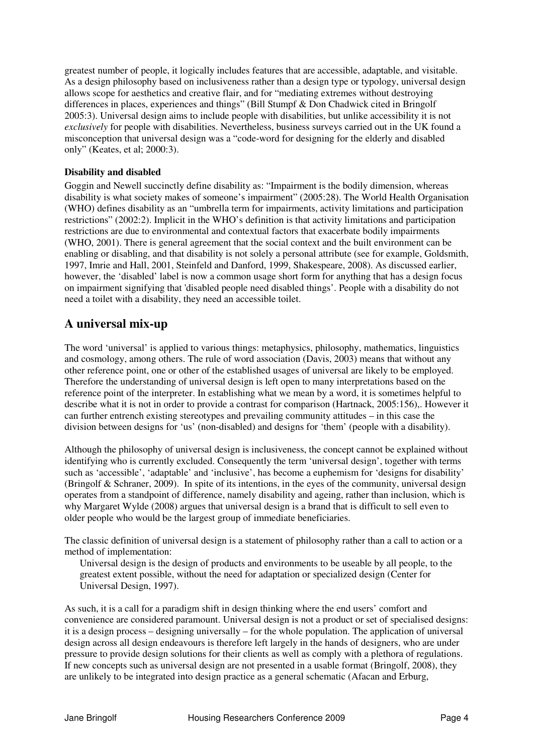greatest number of people, it logically includes features that are accessible, adaptable, and visitable. As a design philosophy based on inclusiveness rather than a design type or typology, universal design allows scope for aesthetics and creative flair, and for "mediating extremes without destroying differences in places, experiences and things" (Bill Stumpf & Don Chadwick cited in Bringolf 2005:3). Universal design aims to include people with disabilities, but unlike accessibility it is not *exclusively* for people with disabilities. Nevertheless, business surveys carried out in the UK found a misconception that universal design was a "code-word for designing for the elderly and disabled only" (Keates, et al; 2000:3).

**Disability and disabled**

Goggin and Newell succinctly define disability as: "Impairment is the bodily dimension, whereas disability is what society makes of someone's impairment" (2005:28). The World Health Organisation (WHO) defines disability as an "umbrella term for impairments, activity limitations and participation restrictions" (2002:2). Implicit in the WHO's definition is that activity limitations and participation restrictions are due to environmental and contextual factors that exacerbate bodily impairments (WHO, 2001). There is general agreement that the social context and the built environment can be enabling or disabling, and that disability is not solely a personal attribute (see for example, Goldsmith, 1997, Imrie and Hall, 2001, Steinfeld and Danford, 1999, Shakespeare, 2008). As discussed earlier, however, the 'disabled' label is now a common usage short form for anything that has a design focus on impairment signifying that 'disabled people need disabled things'. People with a disability do not need a toilet with a disability, they need an accessible toilet.

## A universal mix-up

The word 'universal' is applied to various things: metaphysics, philosophy, mathematics, linguistics and cosmology, among others. The rule of word association (Davis, 2003) means that without any other reference point, one or other of the established usages of universal are likely to be employed. Therefore the understanding of universal design is left open to many interpretations based on the reference point of the interpreter. In establishing what we mean by a word, it is sometimes helpful to describe what it is not in order to provide a contrast for comparison (Hartnack, 2005:156),. However it can further entrench existing stereotypes and prevailing community attitudes – in this case the division between designs for 'us' (non-disabled) and designs for 'them' (people with a disability).

Although the philosophy of universal design is inclusiveness, the concept cannot be explained without identifying who is currently excluded. Consequently the term 'universal design', together with terms such as 'accessible', 'adaptable' and 'inclusive', has become a euphemism for 'designs for disability' (Bringolf & Schraner, 2009). In spite of its intentions, in the eyes of the community, universal design operates from a standpoint of difference, namely disability and ageing, rather than inclusion, which is why Margaret Wylde (2008) argues that universal design is a brand that is difficult to sell even to older people who would be the largest group of immediate beneficiaries.

The classic definition of universal design is a statement of philosophy rather than a call to action or a method of implementation:

> Universal design is the design of products and environments to be useable by all people, to the greatest extent possible, without the need for adaptation or specialized design (Center for Universal Design, 1997).

As such, it is a call for a paradigm shift in design thinking where the end users' comfort and convenience are considered paramount. Universal design is not a product or set of specialised designs: it is a design process – designing universally – for the whole population. The application of universal design across all design endeavours is therefore left largely in the hands of designers, who are under pressure to provide design solutions for their clients as well as comply with a plethora of regulations. If new concepts such as universal design are not presented in a usable format (Bringolf, 2008), they are unlikely to be integrated into design practice as a general schematic (Afacan and Erburg,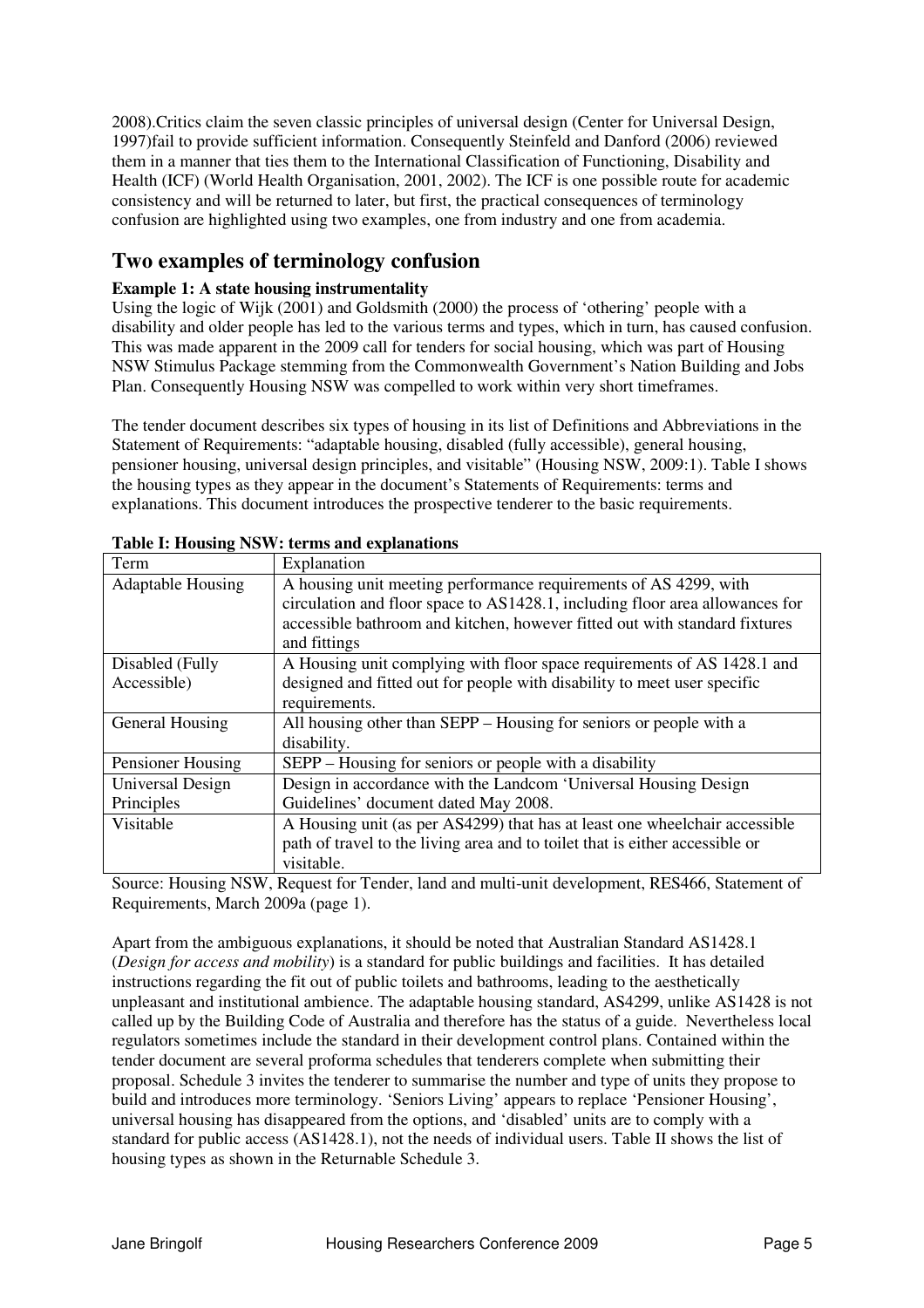2008).Critics claim the seven classic principles of universal design (Center for Universal Design, 1997)fail to provide sufficient information. Consequently Steinfeld and Danford (2006) reviewed them in a manner that ties them to the International Classification of Functioning, Disability and Health (ICF) (World Health Organisation, 2001, 2002). The ICF is one possible route for academic consistency and will be returned to later, but first, the practical consequences of terminology confusion are highlighted using two examples, one from industry and one from academia.

## Two examples of terminology confusion

**Example 1: A state housing instrumentality**

Using the logic of Wijk (2001) and Goldsmith (2000) the process of 'othering' people with a disability and older people has led to the various terms and types, which in turn, has caused confusion. This was made apparent in the 2009 call for tenders for social housing, which was part of Housing NSW Stimulus Package stemming from the Commonwealth Government's Nation Building and Jobs Plan. Consequently Housing NSW was compelled to work within very short timeframes.

The tender document describes six types of housing in its list of Definitions and Abbreviations in the Statement of Requirements: "adaptable housing, disabled (fully accessible), general housing, pensioner housing, universal design principles, and visitable" (Housing NSW, 2009:1). Table I shows the housing types as they appear in the document's Statements of Requirements: terms and explanations. This document introduces the prospective tenderer to the basic requirements.

**Table I: Housing NSW: terms and explanations**

| Term | Explanation |
|---|---|
| Adaptable Housing | A housing unit meeting performance requirements of AS 4299, with circulation and floor space to AS1428.1, including floor area allowances for accessible bathroom and kitchen, however fitted out with standard fixtures and fittings |
| Disabled (Fully Accessible) | A Housing unit complying with floor space requirements of AS 1428.1 and designed and fitted out for people with disability to meet user specific requirements. |
| General Housing | All housing other than SEPP – Housing for seniors or people with a disability. |
| Pensioner Housing | SEPP – Housing for seniors or people with a disability |
| Universal Design Principles | Design in accordance with the Landcom 'Universal Housing Design Guidelines' document dated May 2008. |
| Visitable | A Housing unit (as per AS4299) that has at least one wheelchair accessible path of travel to the living area and to toilet that is either accessible or visitable. |

Source: Housing NSW, Request for Tender, land and multi-unit development, RES466, Statement of Requirements, March 2009a (page 1).

Apart from the ambiguous explanations, it should be noted that Australian Standard AS1428.1 (*Design for access and mobility*) is a standard for public buildings and facilities. It has detailed instructions regarding the fit out of public toilets and bathrooms, leading to the aesthetically unpleasant and institutional ambience. The adaptable housing standard, AS4299, unlike AS1428 is not called up by the Building Code of Australia and therefore has the status of a guide. Nevertheless local regulators sometimes include the standard in their development control plans. Contained within the tender document are several proforma schedules that tenderers complete when submitting their proposal. Schedule 3 invites the tenderer to summarise the number and type of units they propose to build and introduces more terminology. 'Seniors Living' appears to replace 'Pensioner Housing', universal housing has disappeared from the options, and 'disabled' units are to comply with a standard for public access (AS1428.1), not the needs of individual users. Table II shows the list of housing types as shown in the Returnable Schedule 3.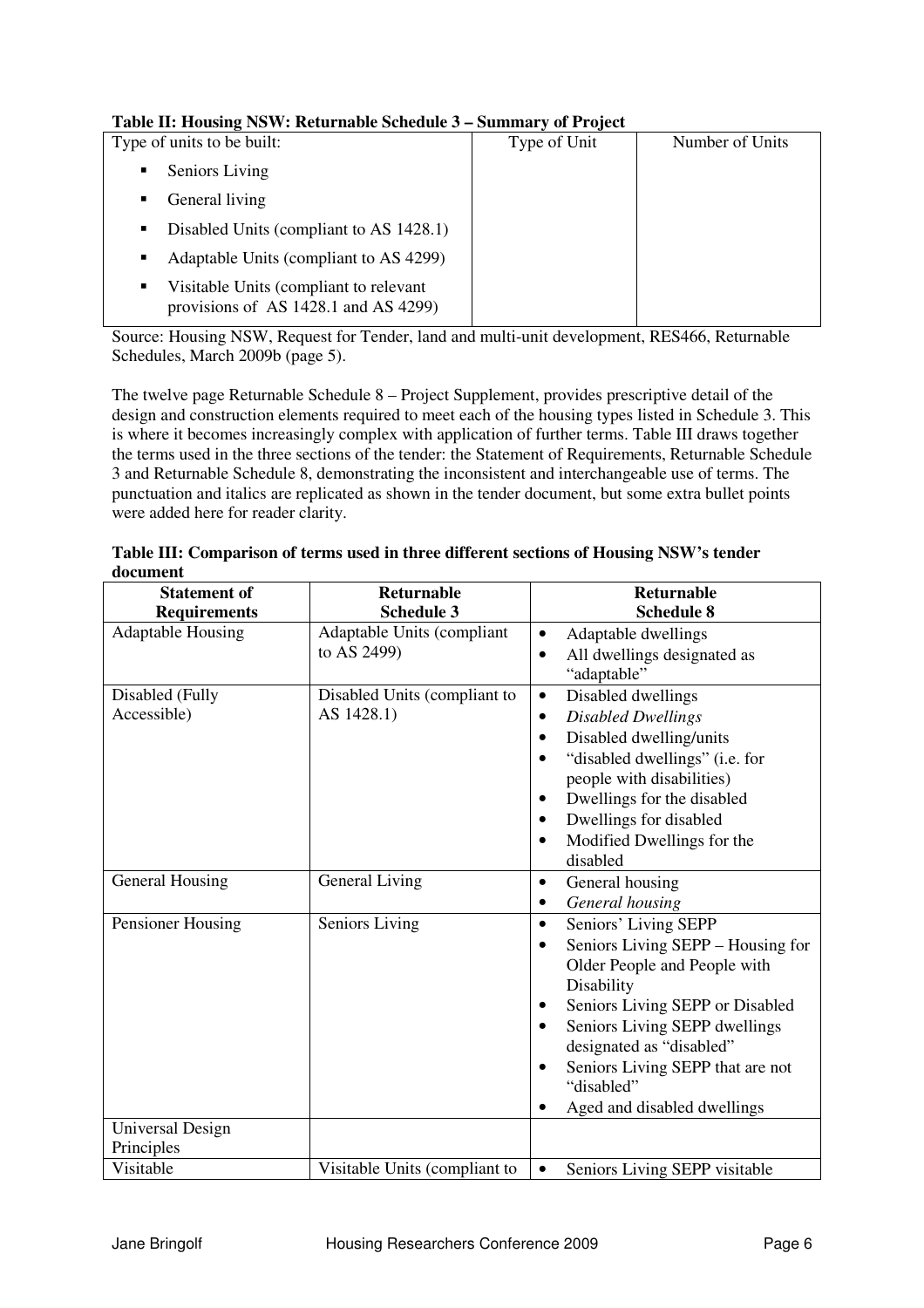**Table II: Housing NSW: Returnable Schedule 3 – Summary of Project**

| Type of units to be built: | Type of Unit | Number of Units |
|---|---|---|
| ▪ Seniors Living<br>▪ General living<br>▪ Disabled Units (compliant to AS 1428.1)<br>▪ Adaptable Units (compliant to AS 4299)<br>▪ Visitable Units (compliant to relevant provisions of AS 1428.1 and AS 4299) | | |

Source: Housing NSW, Request for Tender, land and multi-unit development, RES466, Returnable Schedules, March 2009b (page 5).

The twelve page Returnable Schedule 8 – Project Supplement, provides prescriptive detail of the design and construction elements required to meet each of the housing types listed in Schedule 3. This is where it becomes increasingly complex with application of further terms. Table III draws together the terms used in the three sections of the tender: the Statement of Requirements, Returnable Schedule 3 and Returnable Schedule 8, demonstrating the inconsistent and interchangeable use of terms. The punctuation and italics are replicated as shown in the tender document, but some extra bullet points were added here for reader clarity.

**Table III: Comparison of terms used in three different sections of Housing NSW's tender document**

| Statement of Requirements | Returnable Schedule 3 | Returnable Schedule 8 |
|---|---|---|
| Adaptable Housing | Adaptable Units (compliant to AS 2499) | • Adaptable dwellings<br>• All dwellings designated as "adaptable" |
| Disabled (Fully Accessible) | Disabled Units (compliant to AS 1428.1) | • Disabled dwellings<br>• *Disabled Dwellings*<br>• Disabled dwelling/units<br>• "disabled dwellings" (i.e. for people with disabilities)<br>• Dwellings for the disabled<br>• Dwellings for disabled<br>• Modified Dwellings for the disabled |
| General Housing | General Living | • General housing<br>• *General housing* |
| Pensioner Housing | Seniors Living | • Seniors' Living SEPP<br>• Seniors Living SEPP – Housing for Older People and People with Disability<br>• Seniors Living SEPP or Disabled<br>• Seniors Living SEPP dwellings designated as "disabled"<br>• Seniors Living SEPP that are not "disabled"<br>• Aged and disabled dwellings |
| Universal Design Principles | | |
| Visitable | Visitable Units (compliant to | • Seniors Living SEPP visitable |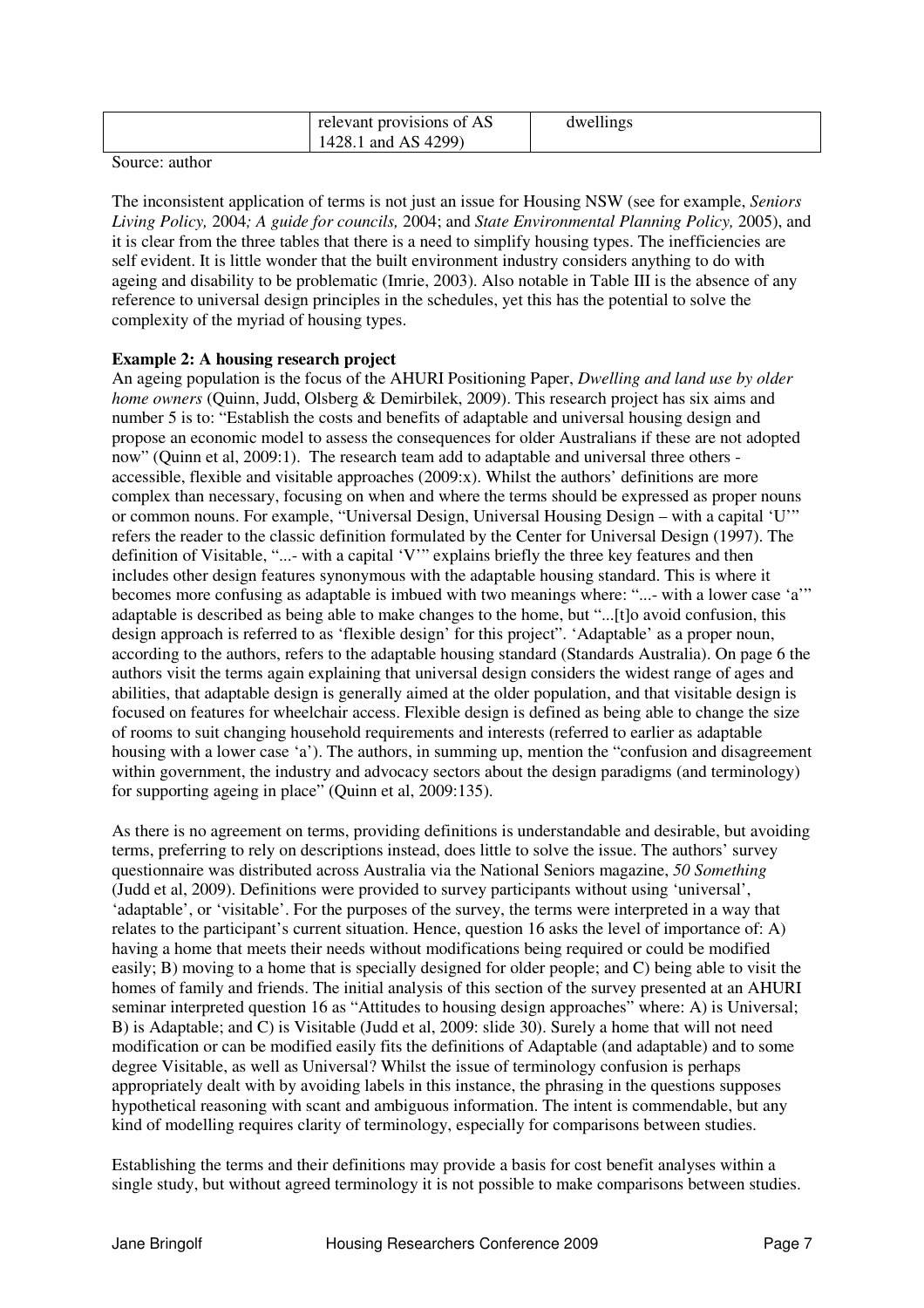|  | relevant provisions of AS 1428.1 and AS 4299) | dwellings |
|---|---|---|

Source: author

The inconsistent application of terms is not just an issue for Housing NSW (see for example, *Seniors Living Policy,* 2004*; A guide for councils,* 2004; and *State Environmental Planning Policy,* 2005), and it is clear from the three tables that there is a need to simplify housing types. The inefficiencies are self evident. It is little wonder that the built environment industry considers anything to do with ageing and disability to be problematic (Imrie, 2003). Also notable in Table III is the absence of any reference to universal design principles in the schedules, yet this has the potential to solve the complexity of the myriad of housing types.

**Example 2: A housing research project**

An ageing population is the focus of the AHURI Positioning Paper, *Dwelling and land use by older home owners* (Quinn, Judd, Olsberg & Demirbilek, 2009). This research project has six aims and number 5 is to: "Establish the costs and benefits of adaptable and universal housing design and propose an economic model to assess the consequences for older Australians if these are not adopted now" (Quinn et al, 2009:1). The research team add to adaptable and universal three others - accessible, flexible and visitable approaches (2009:x). Whilst the authors' definitions are more complex than necessary, focusing on when and where the terms should be expressed as proper nouns or common nouns. For example, "Universal Design, Universal Housing Design – with a capital 'U'" refers the reader to the classic definition formulated by the Center for Universal Design (1997). The definition of Visitable, "...- with a capital 'V'" explains briefly the three key features and then includes other design features synonymous with the adaptable housing standard. This is where it becomes more confusing as adaptable is imbued with two meanings where: "...- with a lower case 'a'" adaptable is described as being able to make changes to the home, but "...[t]o avoid confusion, this design approach is referred to as 'flexible design' for this project". 'Adaptable' as a proper noun, according to the authors, refers to the adaptable housing standard (Standards Australia). On page 6 the authors visit the terms again explaining that universal design considers the widest range of ages and abilities, that adaptable design is generally aimed at the older population, and that visitable design is focused on features for wheelchair access. Flexible design is defined as being able to change the size of rooms to suit changing household requirements and interests (referred to earlier as adaptable housing with a lower case 'a'). The authors, in summing up, mention the "confusion and disagreement within government, the industry and advocacy sectors about the design paradigms (and terminology) for supporting ageing in place" (Quinn et al, 2009:135).

As there is no agreement on terms, providing definitions is understandable and desirable, but avoiding terms, preferring to rely on descriptions instead, does little to solve the issue. The authors' survey questionnaire was distributed across Australia via the National Seniors magazine, *50 Something* (Judd et al, 2009). Definitions were provided to survey participants without using 'universal', 'adaptable', or 'visitable'. For the purposes of the survey, the terms were interpreted in a way that relates to the participant's current situation. Hence, question 16 asks the level of importance of: A) having a home that meets their needs without modifications being required or could be modified easily; B) moving to a home that is specially designed for older people; and C) being able to visit the homes of family and friends. The initial analysis of this section of the survey presented at an AHURI seminar interpreted question 16 as "Attitudes to housing design approaches" where: A) is Universal; B) is Adaptable; and C) is Visitable (Judd et al, 2009: slide 30). Surely a home that will not need modification or can be modified easily fits the definitions of Adaptable (and adaptable) and to some degree Visitable, as well as Universal? Whilst the issue of terminology confusion is perhaps appropriately dealt with by avoiding labels in this instance, the phrasing in the questions supposes hypothetical reasoning with scant and ambiguous information. The intent is commendable, but any kind of modelling requires clarity of terminology, especially for comparisons between studies.

Establishing the terms and their definitions may provide a basis for cost benefit analyses within a single study, but without agreed terminology it is not possible to make comparisons between studies.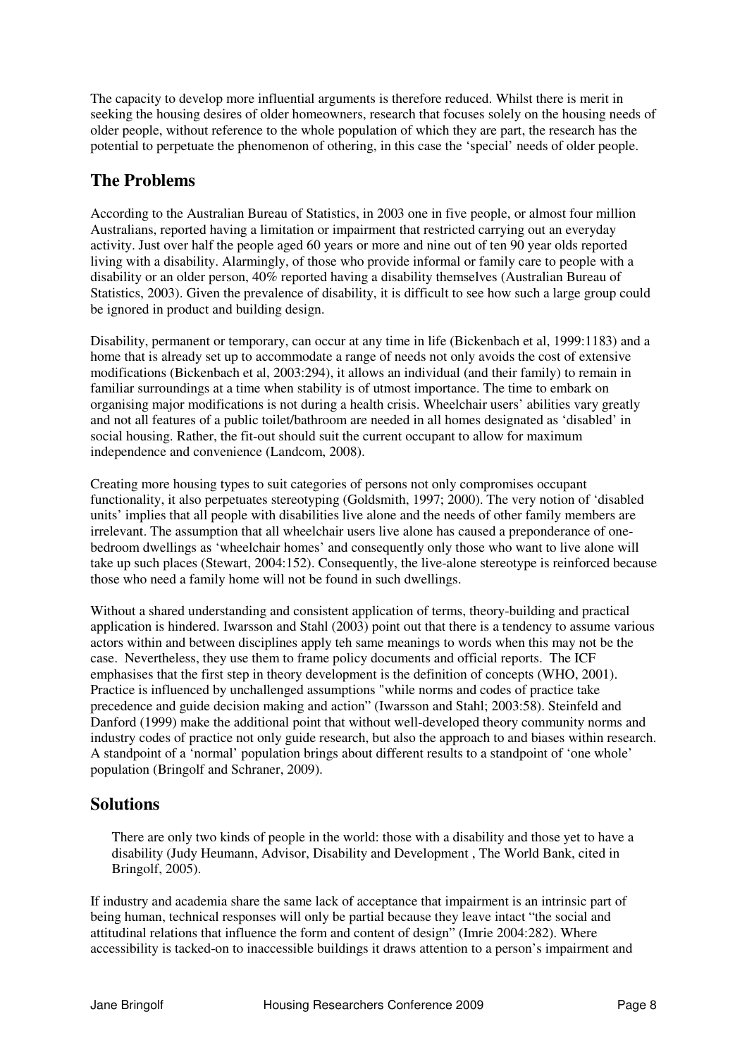The capacity to develop more influential arguments is therefore reduced. Whilst there is merit in seeking the housing desires of older homeowners, research that focuses solely on the housing needs of older people, without reference to the whole population of which they are part, the research has the potential to perpetuate the phenomenon of othering, in this case the 'special' needs of older people.

## The Problems

According to the Australian Bureau of Statistics, in 2003 one in five people, or almost four million Australians, reported having a limitation or impairment that restricted carrying out an everyday activity. Just over half the people aged 60 years or more and nine out of ten 90 year olds reported living with a disability. Alarmingly, of those who provide informal or family care to people with a disability or an older person, 40% reported having a disability themselves (Australian Bureau of Statistics, 2003). Given the prevalence of disability, it is difficult to see how such a large group could be ignored in product and building design.

Disability, permanent or temporary, can occur at any time in life (Bickenbach et al, 1999:1183) and a home that is already set up to accommodate a range of needs not only avoids the cost of extensive modifications (Bickenbach et al, 2003:294), it allows an individual (and their family) to remain in familiar surroundings at a time when stability is of utmost importance. The time to embark on organising major modifications is not during a health crisis. Wheelchair users' abilities vary greatly and not all features of a public toilet/bathroom are needed in all homes designated as 'disabled' in social housing. Rather, the fit-out should suit the current occupant to allow for maximum independence and convenience (Landcom, 2008).

Creating more housing types to suit categories of persons not only compromises occupant functionality, it also perpetuates stereotyping (Goldsmith, 1997; 2000). The very notion of 'disabled units' implies that all people with disabilities live alone and the needs of other family members are irrelevant. The assumption that all wheelchair users live alone has caused a preponderance of one-bedroom dwellings as 'wheelchair homes' and consequently only those who want to live alone will take up such places (Stewart, 2004:152). Consequently, the live-alone stereotype is reinforced because those who need a family home will not be found in such dwellings.

Without a shared understanding and consistent application of terms, theory-building and practical application is hindered. Iwarsson and Stahl (2003) point out that there is a tendency to assume various actors within and between disciplines apply teh same meanings to words when this may not be the case. Nevertheless, they use them to frame policy documents and official reports. The ICF emphasises that the first step in theory development is the definition of concepts (WHO, 2001). Practice is influenced by unchallenged assumptions "while norms and codes of practice take precedence and guide decision making and action" (Iwarsson and Stahl; 2003:58). Steinfeld and Danford (1999) make the additional point that without well-developed theory community norms and industry codes of practice not only guide research, but also the approach to and biases within research. A standpoint of a 'normal' population brings about different results to a standpoint of 'one whole' population (Bringolf and Schraner, 2009).

## Solutions

> There are only two kinds of people in the world: those with a disability and those yet to have a disability (Judy Heumann, Advisor, Disability and Development , The World Bank, cited in Bringolf, 2005).

If industry and academia share the same lack of acceptance that impairment is an intrinsic part of being human, technical responses will only be partial because they leave intact "the social and attitudinal relations that influence the form and content of design" (Imrie 2004:282). Where accessibility is tacked-on to inaccessible buildings it draws attention to a person's impairment and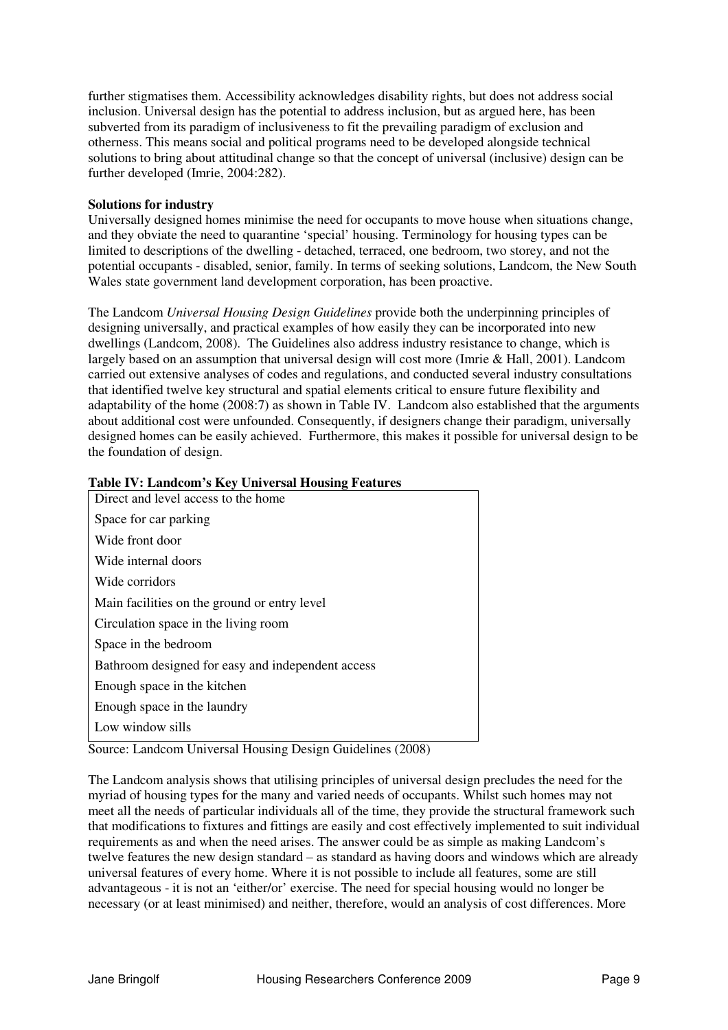further stigmatises them. Accessibility acknowledges disability rights, but does not address social inclusion. Universal design has the potential to address inclusion, but as argued here, has been subverted from its paradigm of inclusiveness to fit the prevailing paradigm of exclusion and otherness. This means social and political programs need to be developed alongside technical solutions to bring about attitudinal change so that the concept of universal (inclusive) design can be further developed (Imrie, 2004:282).

**Solutions for industry**

Universally designed homes minimise the need for occupants to move house when situations change, and they obviate the need to quarantine 'special' housing. Terminology for housing types can be limited to descriptions of the dwelling - detached, terraced, one bedroom, two storey, and not the potential occupants - disabled, senior, family. In terms of seeking solutions, Landcom, the New South Wales state government land development corporation, has been proactive.

The Landcom *Universal Housing Design Guidelines* provide both the underpinning principles of designing universally, and practical examples of how easily they can be incorporated into new dwellings (Landcom, 2008). The Guidelines also address industry resistance to change, which is largely based on an assumption that universal design will cost more (Imrie & Hall, 2001). Landcom carried out extensive analyses of codes and regulations, and conducted several industry consultations that identified twelve key structural and spatial elements critical to ensure future flexibility and adaptability of the home (2008:7) as shown in Table IV. Landcom also established that the arguments about additional cost were unfounded. Consequently, if designers change their paradigm, universally designed homes can be easily achieved. Furthermore, this makes it possible for universal design to be the foundation of design.

**Table IV: Landcom's Key Universal Housing Features**

| |
|---|
| Direct and level access to the home |
| Space for car parking |
| Wide front door |
| Wide internal doors |
| Wide corridors |
| Main facilities on the ground or entry level |
| Circulation space in the living room |
| Space in the bedroom |
| Bathroom designed for easy and independent access |
| Enough space in the kitchen |
| Enough space in the laundry |
| Low window sills |

Source: Landcom Universal Housing Design Guidelines (2008)

The Landcom analysis shows that utilising principles of universal design precludes the need for the myriad of housing types for the many and varied needs of occupants. Whilst such homes may not meet all the needs of particular individuals all of the time, they provide the structural framework such that modifications to fixtures and fittings are easily and cost effectively implemented to suit individual requirements as and when the need arises. The answer could be as simple as making Landcom's twelve features the new design standard – as standard as having doors and windows which are already universal features of every home. Where it is not possible to include all features, some are still advantageous - it is not an 'either/or' exercise. The need for special housing would no longer be necessary (or at least minimised) and neither, therefore, would an analysis of cost differences. More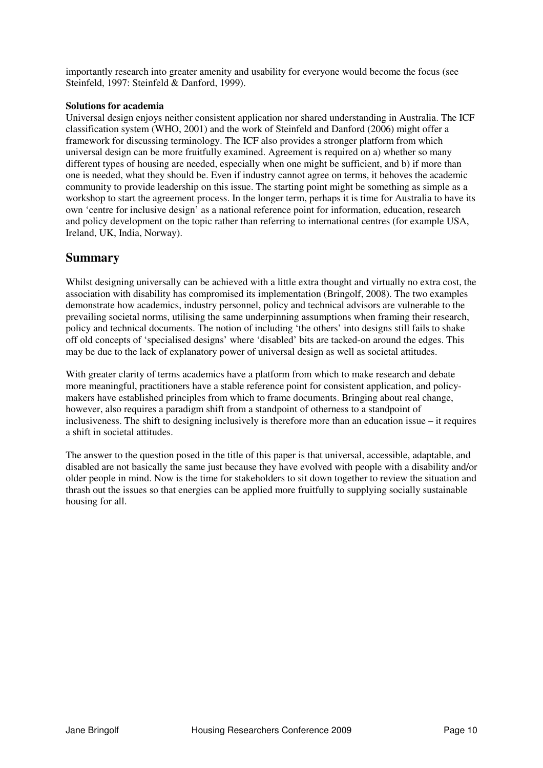importantly research into greater amenity and usability for everyone would become the focus (see Steinfeld, 1997: Steinfeld & Danford, 1999).

**Solutions for academia**

Universal design enjoys neither consistent application nor shared understanding in Australia. The ICF classification system (WHO, 2001) and the work of Steinfeld and Danford (2006) might offer a framework for discussing terminology. The ICF also provides a stronger platform from which universal design can be more fruitfully examined. Agreement is required on a) whether so many different types of housing are needed, especially when one might be sufficient, and b) if more than one is needed, what they should be. Even if industry cannot agree on terms, it behoves the academic community to provide leadership on this issue. The starting point might be something as simple as a workshop to start the agreement process. In the longer term, perhaps it is time for Australia to have its own 'centre for inclusive design' as a national reference point for information, education, research and policy development on the topic rather than referring to international centres (for example USA, Ireland, UK, India, Norway).

## Summary

Whilst designing universally can be achieved with a little extra thought and virtually no extra cost, the association with disability has compromised its implementation (Bringolf, 2008). The two examples demonstrate how academics, industry personnel, policy and technical advisors are vulnerable to the prevailing societal norms, utilising the same underpinning assumptions when framing their research, policy and technical documents. The notion of including 'the others' into designs still fails to shake off old concepts of 'specialised designs' where 'disabled' bits are tacked-on around the edges. This may be due to the lack of explanatory power of universal design as well as societal attitudes.

With greater clarity of terms academics have a platform from which to make research and debate more meaningful, practitioners have a stable reference point for consistent application, and policy-makers have established principles from which to frame documents. Bringing about real change, however, also requires a paradigm shift from a standpoint of otherness to a standpoint of inclusiveness. The shift to designing inclusively is therefore more than an education issue – it requires a shift in societal attitudes.

The answer to the question posed in the title of this paper is that universal, accessible, adaptable, and disabled are not basically the same just because they have evolved with people with a disability and/or older people in mind. Now is the time for stakeholders to sit down together to review the situation and thrash out the issues so that energies can be applied more fruitfully to supplying socially sustainable housing for all.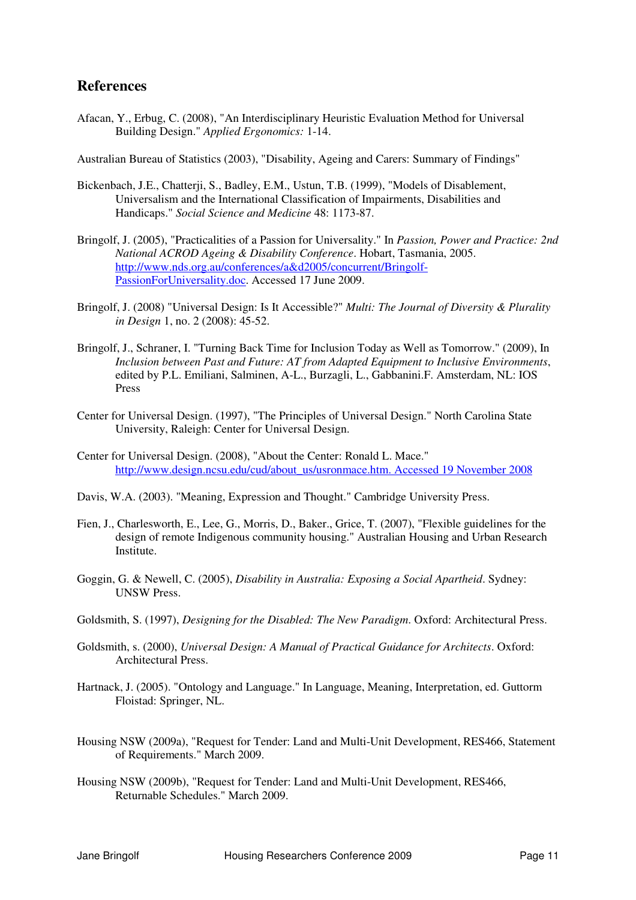## References

Afacan, Y., Erbug, C. (2008), "An Interdisciplinary Heuristic Evaluation Method for Universal Building Design." *Applied Ergonomics:* 1-14.

Australian Bureau of Statistics (2003), "Disability, Ageing and Carers: Summary of Findings"

Bickenbach, J.E., Chatterji, S., Badley, E.M., Ustun, T.B. (1999), "Models of Disablement, Universalism and the International Classification of Impairments, Disabilities and Handicaps." *Social Science and Medicine* 48: 1173-87.

Bringolf, J. (2005), "Practicalities of a Passion for Universality." In *Passion, Power and Practice: 2nd National ACROD Ageing & Disability Conference*. Hobart, Tasmania, 2005. [http://www.nds.org.au/conferences/a&d2005/concurrent/Bringolf-PassionForUniversality.doc](http://www.nds.org.au/conferences/a&d2005/concurrent/Bringolf-PassionForUniversality.doc). Accessed 17 June 2009.

Bringolf, J. (2008) "Universal Design: Is It Accessible?" *Multi: The Journal of Diversity & Plurality in Design* 1, no. 2 (2008): 45-52.

Bringolf, J., Schraner, I. "Turning Back Time for Inclusion Today as Well as Tomorrow." (2009), In *Inclusion between Past and Future: AT from Adapted Equipment to Inclusive Environments*, edited by P.L. Emiliani, Salminen, A-L., Burzagli, L., Gabbanini.F. Amsterdam, NL: IOS Press

Center for Universal Design. (1997), "The Principles of Universal Design." North Carolina State University, Raleigh: Center for Universal Design.

Center for Universal Design. (2008), "About the Center: Ronald L. Mace." [http://www.design.ncsu.edu/cud/about_us/usronmace.htm. Accessed 19 November 2008](http://www.design.ncsu.edu/cud/about_us/usronmace.htm)

Davis, W.A. (2003). "Meaning, Expression and Thought." Cambridge University Press.

Fien, J., Charlesworth, E., Lee, G., Morris, D., Baker., Grice, T. (2007), "Flexible guidelines for the design of remote Indigenous community housing." Australian Housing and Urban Research Institute.

Goggin, G. & Newell, C. (2005), *Disability in Australia: Exposing a Social Apartheid*. Sydney: UNSW Press.

Goldsmith, S. (1997), *Designing for the Disabled: The New Paradigm*. Oxford: Architectural Press.

Goldsmith, s. (2000), *Universal Design: A Manual of Practical Guidance for Architects*. Oxford: Architectural Press.

Hartnack, J. (2005). "Ontology and Language." In Language, Meaning, Interpretation, ed. Guttorm Floistad: Springer, NL.

Housing NSW (2009a), "Request for Tender: Land and Multi-Unit Development, RES466, Statement of Requirements." March 2009.

Housing NSW (2009b), "Request for Tender: Land and Multi-Unit Development, RES466, Returnable Schedules." March 2009.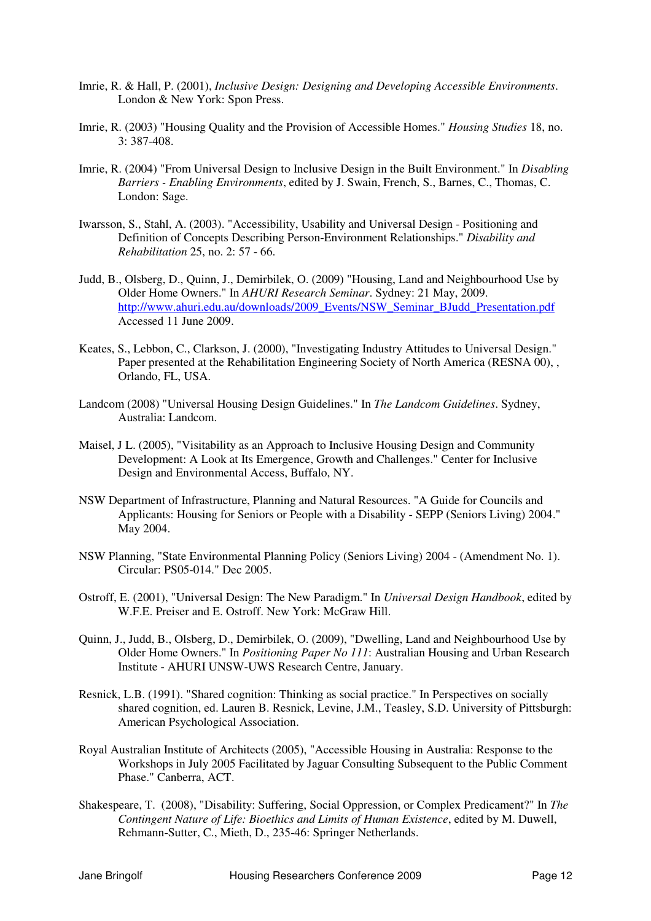Imrie, R. & Hall, P. (2001), *Inclusive Design: Designing and Developing Accessible Environments*. London & New York: Spon Press.

Imrie, R. (2003) "Housing Quality and the Provision of Accessible Homes." *Housing Studies* 18, no. 3: 387-408.

Imrie, R. (2004) "From Universal Design to Inclusive Design in the Built Environment." In *Disabling Barriers - Enabling Environments*, edited by J. Swain, French, S., Barnes, C., Thomas, C. London: Sage.

Iwarsson, S., Stahl, A. (2003). "Accessibility, Usability and Universal Design - Positioning and Definition of Concepts Describing Person-Environment Relationships." *Disability and Rehabilitation* 25, no. 2: 57 - 66.

Judd, B., Olsberg, D., Quinn, J., Demirbilek, O. (2009) "Housing, Land and Neighbourhood Use by Older Home Owners." In *AHURI Research Seminar*. Sydney: 21 May, 2009. http://www.ahuri.edu.au/downloads/2009_Events/NSW_Seminar_BJudd_Presentation.pdf Accessed 11 June 2009.

Keates, S., Lebbon, C., Clarkson, J. (2000), "Investigating Industry Attitudes to Universal Design." Paper presented at the Rehabilitation Engineering Society of North America (RESNA 00), , Orlando, FL, USA.

Landcom (2008) "Universal Housing Design Guidelines." In *The Landcom Guidelines*. Sydney, Australia: Landcom.

Maisel, J L. (2005), "Visitability as an Approach to Inclusive Housing Design and Community Development: A Look at Its Emergence, Growth and Challenges." Center for Inclusive Design and Environmental Access, Buffalo, NY.

NSW Department of Infrastructure, Planning and Natural Resources. "A Guide for Councils and Applicants: Housing for Seniors or People with a Disability - SEPP (Seniors Living) 2004." May 2004.

NSW Planning, "State Environmental Planning Policy (Seniors Living) 2004 - (Amendment No. 1). Circular: PS05-014." Dec 2005.

Ostroff, E. (2001), "Universal Design: The New Paradigm." In *Universal Design Handbook*, edited by W.F.E. Preiser and E. Ostroff. New York: McGraw Hill.

Quinn, J., Judd, B., Olsberg, D., Demirbilek, O. (2009), "Dwelling, Land and Neighbourhood Use by Older Home Owners." In *Positioning Paper No 111*: Australian Housing and Urban Research Institute - AHURI UNSW-UWS Research Centre, January.

Resnick, L.B. (1991). "Shared cognition: Thinking as social practice." In Perspectives on socially shared cognition, ed. Lauren B. Resnick, Levine, J.M., Teasley, S.D. University of Pittsburgh: American Psychological Association.

Royal Australian Institute of Architects (2005), "Accessible Housing in Australia: Response to the Workshops in July 2005 Facilitated by Jaguar Consulting Subsequent to the Public Comment Phase." Canberra, ACT.

Shakespeare, T. (2008), "Disability: Suffering, Social Oppression, or Complex Predicament?" In *The Contingent Nature of Life: Bioethics and Limits of Human Existence*, edited by M. Duwell, Rehmann-Sutter, C., Mieth, D., 235-46: Springer Netherlands.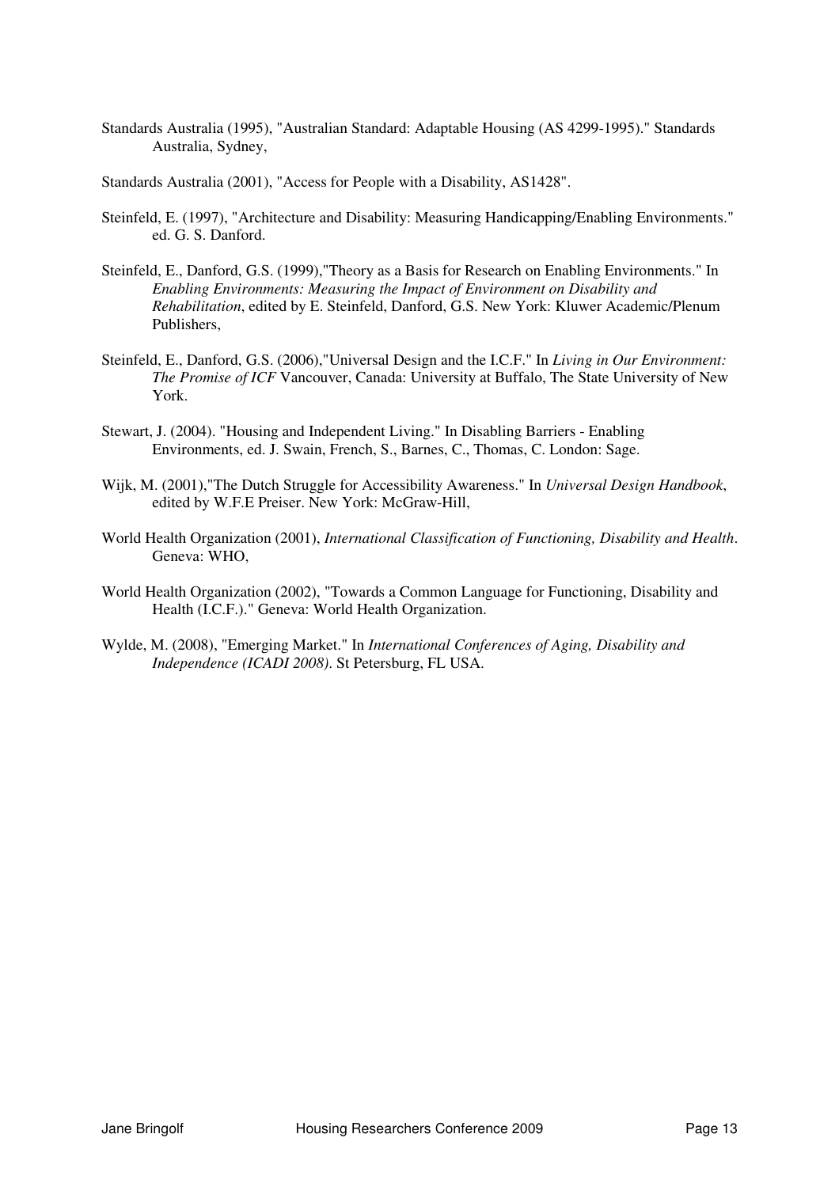Standards Australia (1995), "Australian Standard: Adaptable Housing (AS 4299-1995)." Standards Australia, Sydney,

Standards Australia (2001), "Access for People with a Disability, AS1428".

Steinfeld, E. (1997), "Architecture and Disability: Measuring Handicapping/Enabling Environments." ed. G. S. Danford.

Steinfeld, E., Danford, G.S. (1999),"Theory as a Basis for Research on Enabling Environments." In *Enabling Environments: Measuring the Impact of Environment on Disability and Rehabilitation*, edited by E. Steinfeld, Danford, G.S. New York: Kluwer Academic/Plenum Publishers,

Steinfeld, E., Danford, G.S. (2006),"Universal Design and the I.C.F." In *Living in Our Environment: The Promise of ICF* Vancouver, Canada: University at Buffalo, The State University of New York.

Stewart, J. (2004). "Housing and Independent Living." In Disabling Barriers - Enabling Environments, ed. J. Swain, French, S., Barnes, C., Thomas, C. London: Sage.

Wijk, M. (2001),"The Dutch Struggle for Accessibility Awareness." In *Universal Design Handbook*, edited by W.F.E Preiser. New York: McGraw-Hill,

World Health Organization (2001), *International Classification of Functioning, Disability and Health*. Geneva: WHO,

World Health Organization (2002), "Towards a Common Language for Functioning, Disability and Health (I.C.F.)." Geneva: World Health Organization.

Wylde, M. (2008), "Emerging Market." In *International Conferences of Aging, Disability and Independence (ICADI 2008)*. St Petersburg, FL USA.